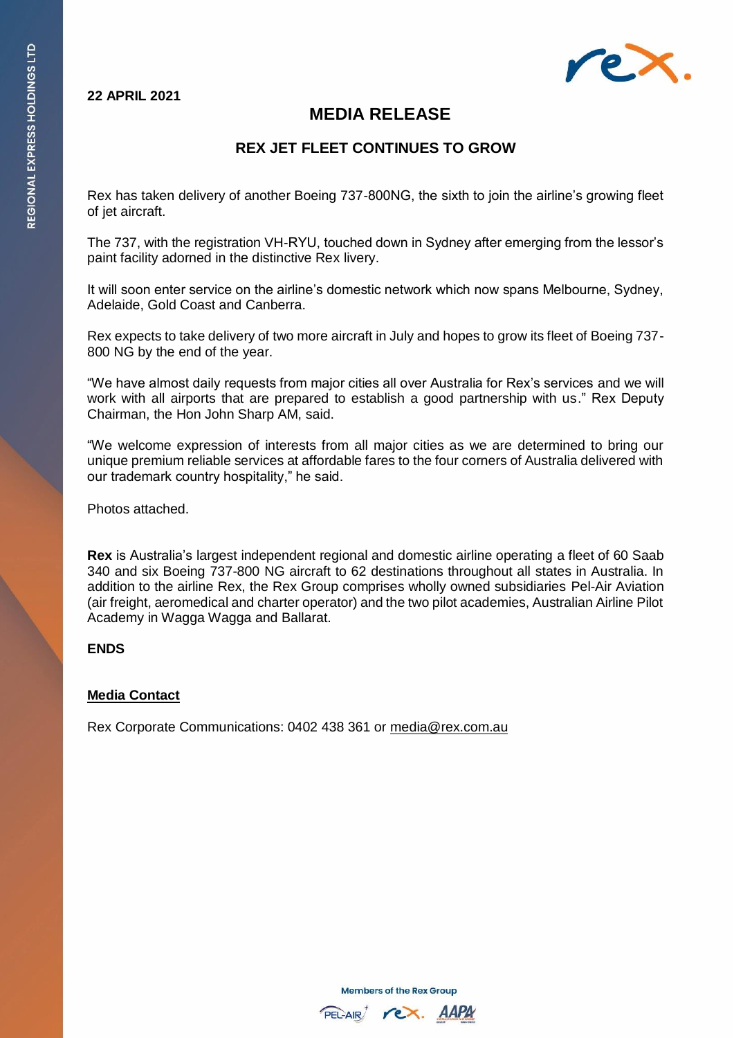**22 APRIL 2021**

# MEDIA RELEASE

## REX JET FLEET CONTINUES TO GROW

Rex has taken delivery of another Boeing 737-800NG, the sixth to join the airline's growing fleet of jet aircraft.

The 737, with the registration VH-RYU, touched down in Sydney after emerging from the lessor's paint facility adorned in the distinctive Rex livery.

It will soon enter service on the airline's domestic network which now spans Melbourne, Sydney, Adelaide, Gold Coast and Canberra.

Rex expects to take delivery of two more aircraft in July and hopes to grow its fleet of Boeing 737-800 NG by the end of the year.

"We have almost daily requests from major cities all over Australia for Rex's services and we will work with all airports that are prepared to establish a good partnership with us." Rex Deputy Chairman, the Hon John Sharp AM, said.

"We welcome expression of interests from all major cities as we are determined to bring our unique premium reliable services at affordable fares to the four corners of Australia delivered with our trademark country hospitality," he said.

Photos attached.

**Rex** is Australia's largest independent regional and domestic airline operating a fleet of 60 Saab 340 and six Boeing 737-800 NG aircraft to 62 destinations throughout all states in Australia. In addition to the airline Rex, the Rex Group comprises wholly owned subsidiaries Pel-Air Aviation (air freight, aeromedical and charter operator) and the two pilot academies, Australian Airline Pilot Academy in Wagga Wagga and Ballarat.

**ENDS**

**Media Contact**

Rex Corporate Communications: 0402 438 361 or media@rex.com.au

Members of the Rex Group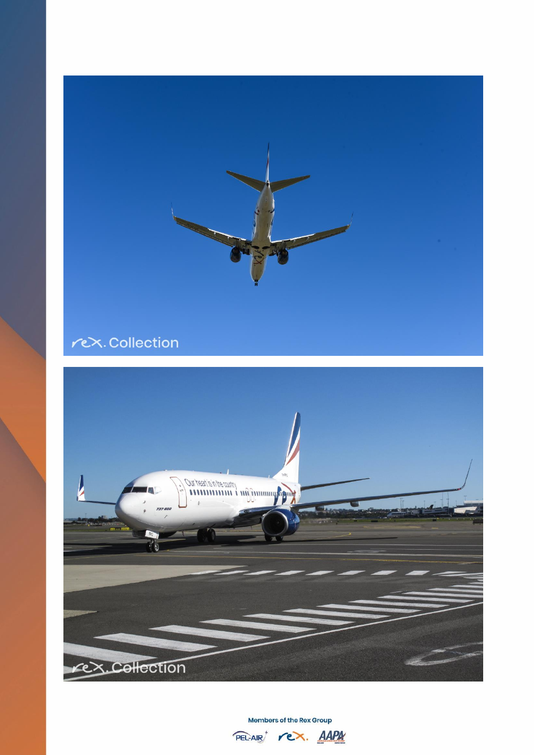rex. Collection

rex. Collection

Members of the Rex Group